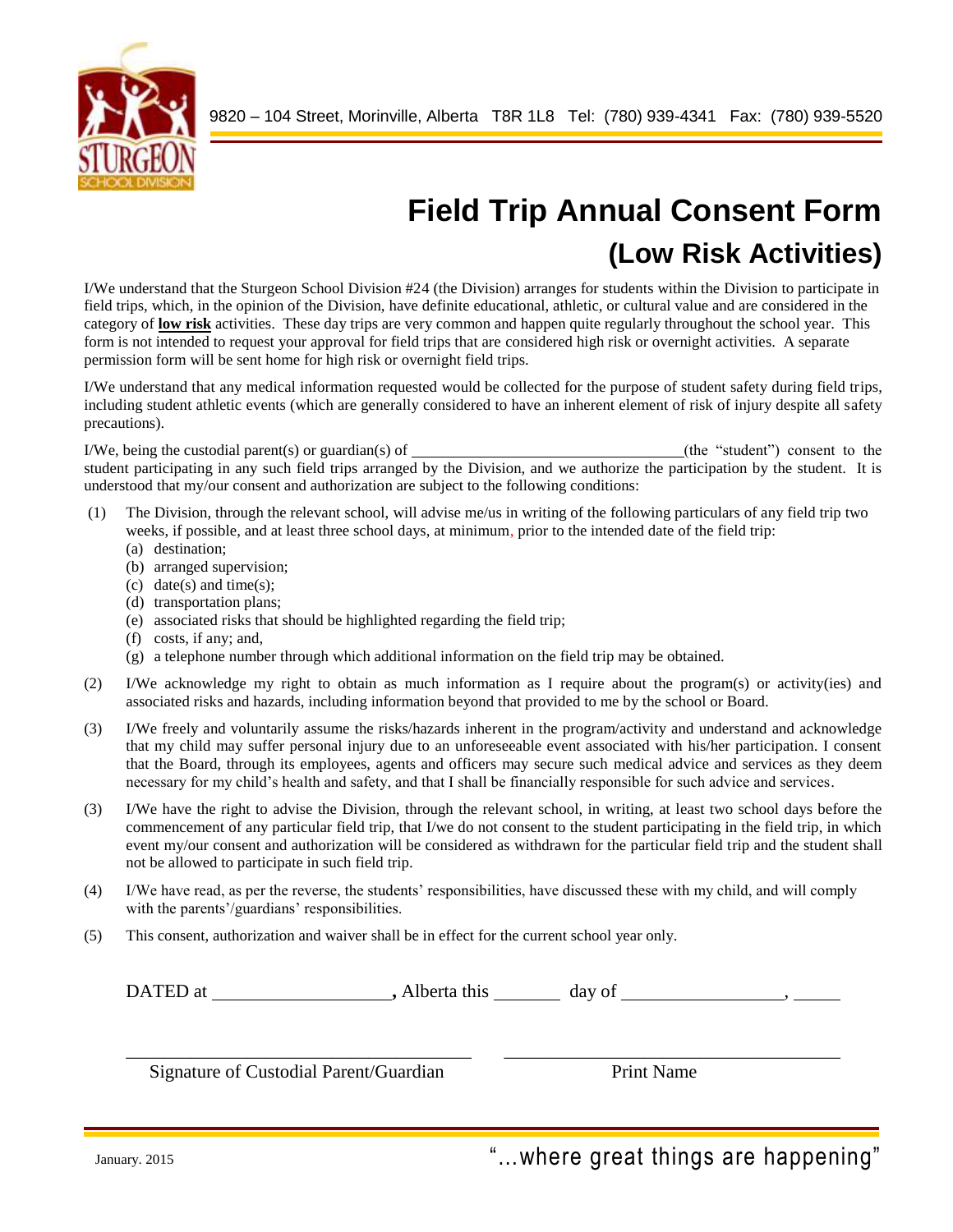9820 – 104 Street, Morinville, Alberta T8R 1L8 Tel: (780) 939-4341 Fax: (780) 939-5520

# Field Trip Annual Consent Form

## (Low Risk Activities)

I/We understand that the Sturgeon School Division #24 (the Division) arranges for students within the Division to participate in field trips, which, in the opinion of the Division, have definite educational, athletic, or cultural value and are considered in the category of **low risk** activities. These day trips are very common and happen quite regularly throughout the school year. This form is not intended to request your approval for field trips that are considered high risk or overnight activities. A separate permission form will be sent home for high risk or overnight field trips.

I/We understand that any medical information requested would be collected for the purpose of student safety during field trips, including student athletic events (which are generally considered to have an inherent element of risk of injury despite all safety precautions).

I/We, being the custodial parent(s) or guardian(s) of ________________________________(the "student") consent to the student participating in any such field trips arranged by the Division, and we authorize the participation by the student. It is understood that my/our consent and authorization are subject to the following conditions:

(1) The Division, through the relevant school, will advise me/us in writing of the following particulars of any field trip two weeks, if possible, and at least three school days, at minimum, prior to the intended date of the field trip:
   (a) destination;
   (b) arranged supervision;
   (c) date(s) and time(s);
   (d) transportation plans;
   (e) associated risks that should be highlighted regarding the field trip;
   (f) costs, if any; and,
   (g) a telephone number through which additional information on the field trip may be obtained.

(2) I/We acknowledge my right to obtain as much information as I require about the program(s) or activity(ies) and associated risks and hazards, including information beyond that provided to me by the school or Board.

(3) I/We freely and voluntarily assume the risks/hazards inherent in the program/activity and understand and acknowledge that my child may suffer personal injury due to an unforeseeable event associated with his/her participation. I consent that the Board, through its employees, agents and officers may secure such medical advice and services as they deem necessary for my child's health and safety, and that I shall be financially responsible for such advice and services.

(3) I/We have the right to advise the Division, through the relevant school, in writing, at least two school days before the commencement of any particular field trip, that I/we do not consent to the student participating in the field trip, in which event my/our consent and authorization will be considered as withdrawn for the particular field trip and the student shall not be allowed to participate in such field trip.

(4) I/We have read, as per the reverse, the students' responsibilities, have discussed these with my child, and will comply with the parents'/guardians' responsibilities.

(5) This consent, authorization and waiver shall be in effect for the current school year only.

DATED at ____________________, Alberta this _______ day of __________________, _____

_______________________________________ &nbsp;&nbsp;&nbsp;&nbsp; _______________________________________

Signature of Custodial Parent/Guardian &nbsp;&nbsp;&nbsp;&nbsp; Print Name

January. 2015

"...where great things are happening"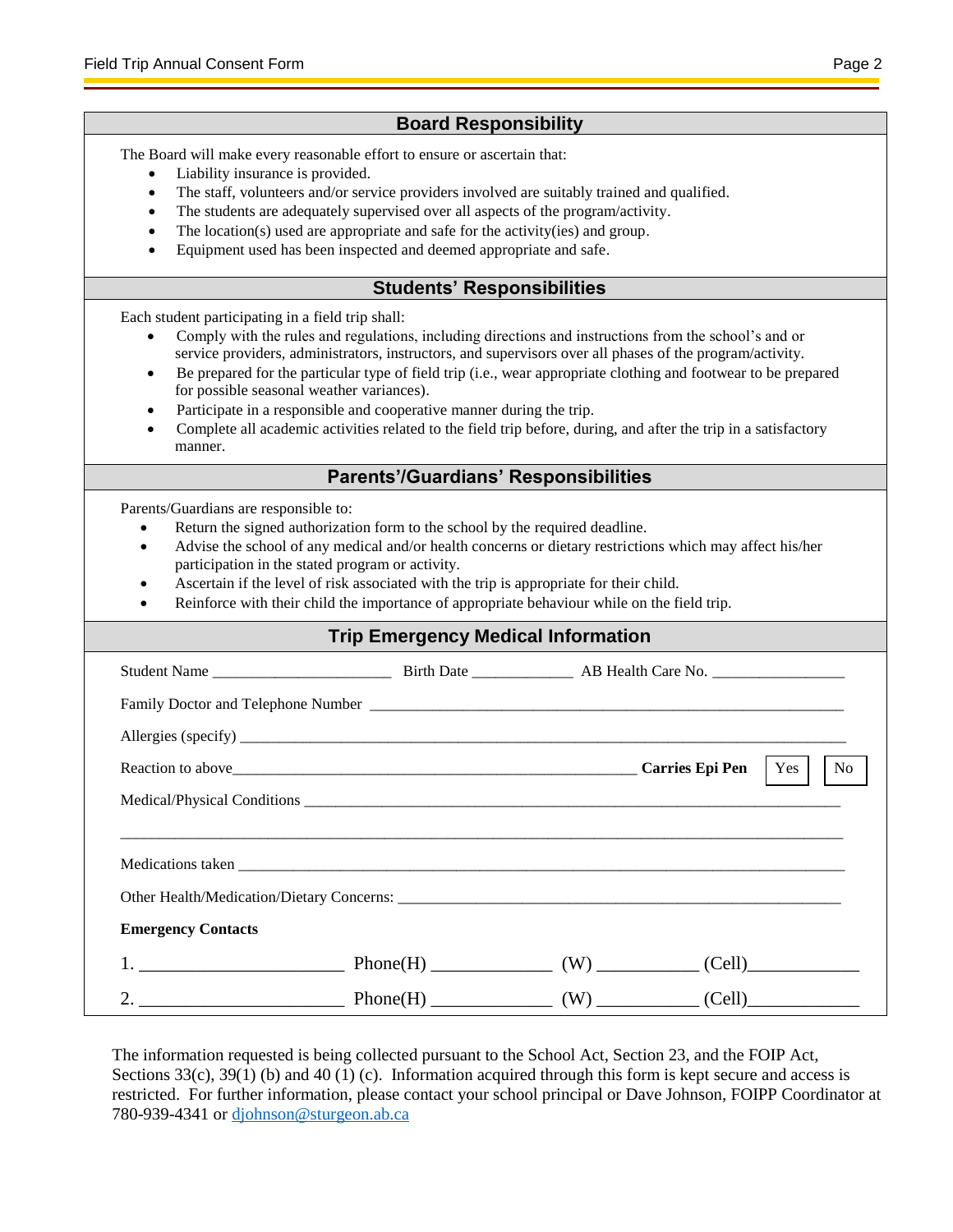## Board Responsibility

The Board will make every reasonable effort to ensure or ascertain that:

- Liability insurance is provided.
- The staff, volunteers and/or service providers involved are suitably trained and qualified.
- The students are adequately supervised over all aspects of the program/activity.
- The location(s) used are appropriate and safe for the activity(ies) and group.
- Equipment used has been inspected and deemed appropriate and safe.

## Students' Responsibilities

Each student participating in a field trip shall:

- Comply with the rules and regulations, including directions and instructions from the school's and or service providers, administrators, instructors, and supervisors over all phases of the program/activity.
- Be prepared for the particular type of field trip (i.e., wear appropriate clothing and footwear to be prepared for possible seasonal weather variances).
- Participate in a responsible and cooperative manner during the trip.
- Complete all academic activities related to the field trip before, during, and after the trip in a satisfactory manner.

## Parents'/Guardians' Responsibilities

Parents/Guardians are responsible to:

- Return the signed authorization form to the school by the required deadline.
- Advise the school of any medical and/or health concerns or dietary restrictions which may affect his/her participation in the stated program or activity.
- Ascertain if the level of risk associated with the trip is appropriate for their child.
- Reinforce with their child the importance of appropriate behaviour while on the field trip.

## Trip Emergency Medical Information

Student Name ______________________ Birth Date ____________ AB Health Care No. ________________

Family Doctor and Telephone Number ____________________________________________________________

Allergies (specify) _____________________________________________________________________

Reaction to above_______________________________________________ **Carries Epi Pen** Yes No

Medical/Physical Conditions _________________________________________________________________

_______________________________________________________________________________________

Medications taken ______________________________________________________________________

Other Health/Medication/Dietary Concerns: _______________________________________________________

**Emergency Contacts**

1. ______________________ Phone(H) _____________ (W) __________ (Cell)___________

2. ______________________ Phone(H) _____________ (W) __________ (Cell)___________

The information requested is being collected pursuant to the School Act, Section 23, and the FOIP Act, Sections 33(c), 39(1) (b) and 40 (1) (c). Information acquired through this form is kept secure and access is restricted. For further information, please contact your school principal or Dave Johnson, FOIPP Coordinator at 780-939-4341 or djohnson@sturgeon.ab.ca